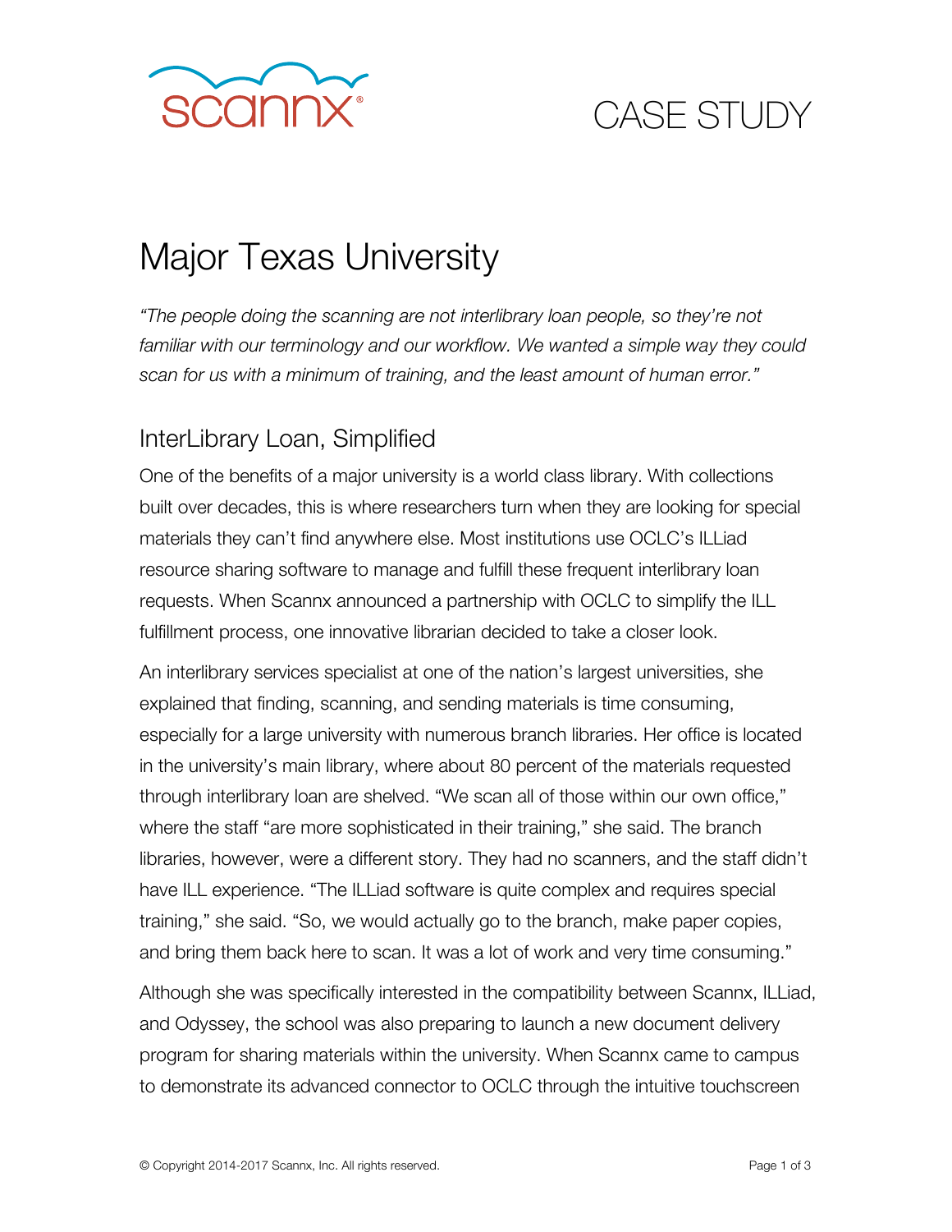scannx®

CASE STUDY

# Major Texas University

*"The people doing the scanning are not interlibrary loan people, so they're not familiar with our terminology and our workflow. We wanted a simple way they could scan for us with a minimum of training, and the least amount of human error."*

## InterLibrary Loan, Simplified

One of the benefits of a major university is a world class library. With collections built over decades, this is where researchers turn when they are looking for special materials they can't find anywhere else. Most institutions use OCLC's ILLiad resource sharing software to manage and fulfill these frequent interlibrary loan requests. When Scannx announced a partnership with OCLC to simplify the ILL fulfillment process, one innovative librarian decided to take a closer look.

An interlibrary services specialist at one of the nation's largest universities, she explained that finding, scanning, and sending materials is time consuming, especially for a large university with numerous branch libraries. Her office is located in the university's main library, where about 80 percent of the materials requested through interlibrary loan are shelved. "We scan all of those within our own office," where the staff "are more sophisticated in their training," she said. The branch libraries, however, were a different story. They had no scanners, and the staff didn't have ILL experience. "The ILLiad software is quite complex and requires special training," she said. "So, we would actually go to the branch, make paper copies, and bring them back here to scan. It was a lot of work and very time consuming."

Although she was specifically interested in the compatibility between Scannx, ILLiad, and Odyssey, the school was also preparing to launch a new document delivery program for sharing materials within the university. When Scannx came to campus to demonstrate its advanced connector to OCLC through the intuitive touchscreen

© Copyright 2014-2017 Scannx, Inc. All rights reserved.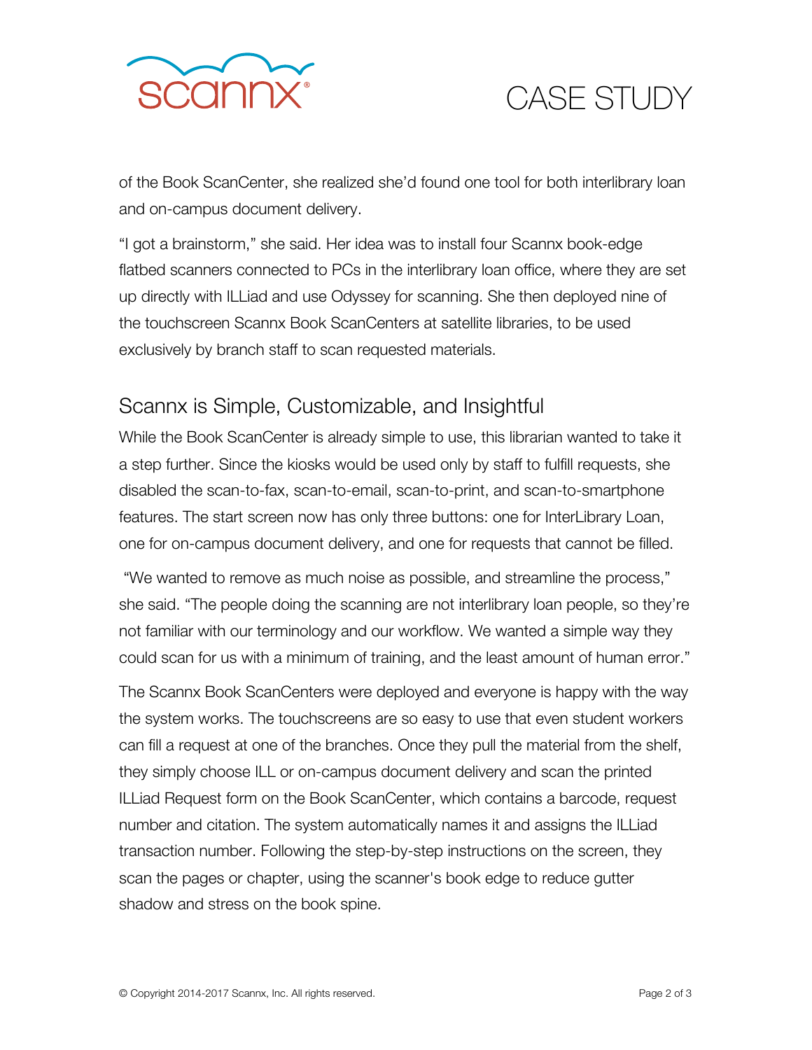of the Book ScanCenter, she realized she'd found one tool for both interlibrary loan and on-campus document delivery.

"I got a brainstorm," she said. Her idea was to install four Scannx book-edge flatbed scanners connected to PCs in the interlibrary loan office, where they are set up directly with ILLiad and use Odyssey for scanning. She then deployed nine of the touchscreen Scannx Book ScanCenters at satellite libraries, to be used exclusively by branch staff to scan requested materials.

## Scannx is Simple, Customizable, and Insightful

While the Book ScanCenter is already simple to use, this librarian wanted to take it a step further. Since the kiosks would be used only by staff to fulfill requests, she disabled the scan-to-fax, scan-to-email, scan-to-print, and scan-to-smartphone features. The start screen now has only three buttons: one for InterLibrary Loan, one for on-campus document delivery, and one for requests that cannot be filled.

"We wanted to remove as much noise as possible, and streamline the process," she said. "The people doing the scanning are not interlibrary loan people, so they're not familiar with our terminology and our workflow. We wanted a simple way they could scan for us with a minimum of training, and the least amount of human error."

The Scannx Book ScanCenters were deployed and everyone is happy with the way the system works. The touchscreens are so easy to use that even student workers can fill a request at one of the branches. Once they pull the material from the shelf, they simply choose ILL or on-campus document delivery and scan the printed ILLiad Request form on the Book ScanCenter, which contains a barcode, request number and citation. The system automatically names it and assigns the ILLiad transaction number. Following the step-by-step instructions on the screen, they scan the pages or chapter, using the scanner's book edge to reduce gutter shadow and stress on the book spine.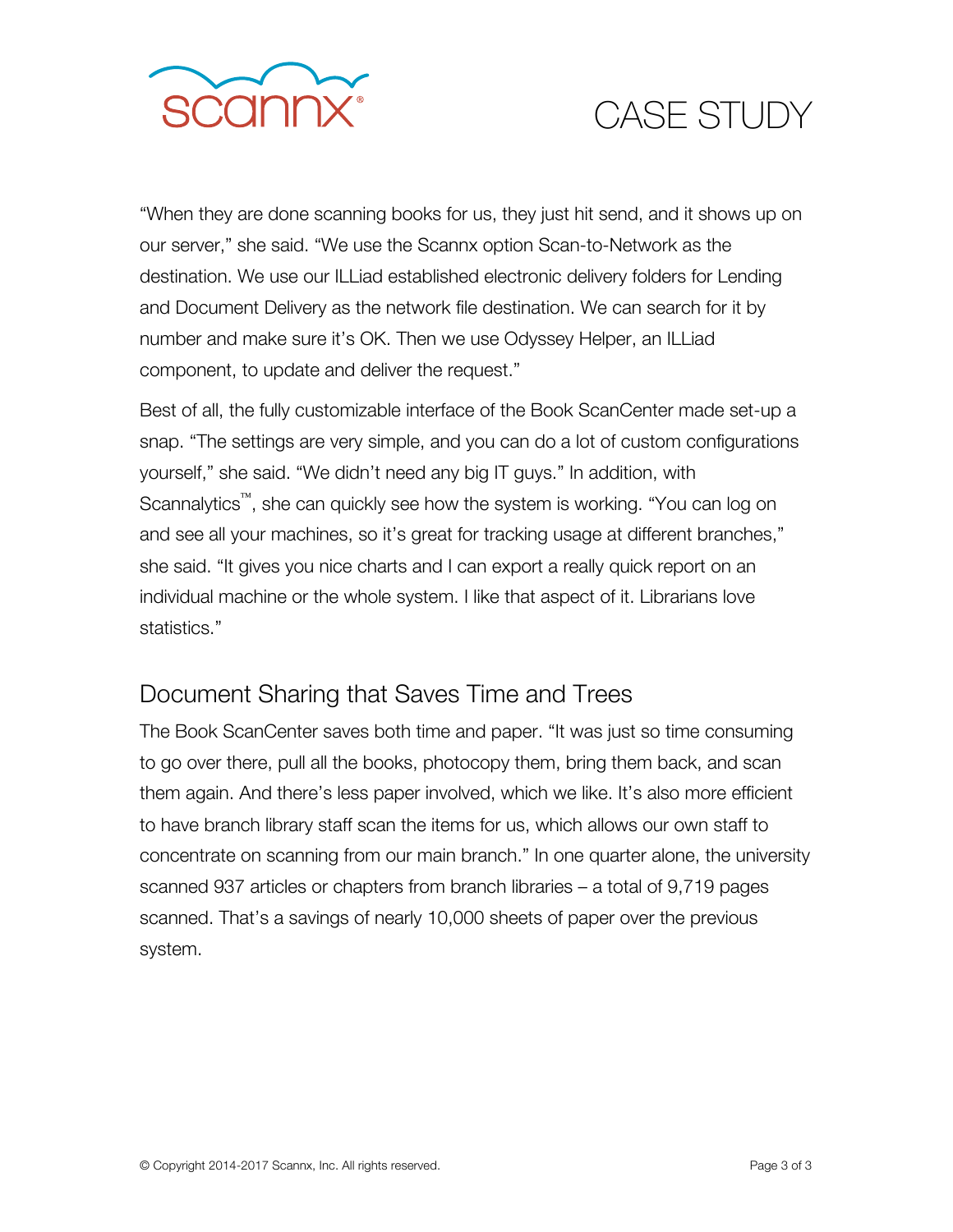"When they are done scanning books for us, they just hit send, and it shows up on our server," she said. "We use the Scannx option Scan-to-Network as the destination. We use our ILLiad established electronic delivery folders for Lending and Document Delivery as the network file destination. We can search for it by number and make sure it's OK. Then we use Odyssey Helper, an ILLiad component, to update and deliver the request."

Best of all, the fully customizable interface of the Book ScanCenter made set-up a snap. "The settings are very simple, and you can do a lot of custom configurations yourself," she said. "We didn't need any big IT guys." In addition, with Scannalytics™, she can quickly see how the system is working. "You can log on and see all your machines, so it's great for tracking usage at different branches," she said. "It gives you nice charts and I can export a really quick report on an individual machine or the whole system. I like that aspect of it. Librarians love statistics."

## Document Sharing that Saves Time and Trees

The Book ScanCenter saves both time and paper. "It was just so time consuming to go over there, pull all the books, photocopy them, bring them back, and scan them again. And there's less paper involved, which we like. It's also more efficient to have branch library staff scan the items for us, which allows our own staff to concentrate on scanning from our main branch." In one quarter alone, the university scanned 937 articles or chapters from branch libraries – a total of 9,719 pages scanned. That's a savings of nearly 10,000 sheets of paper over the previous system.